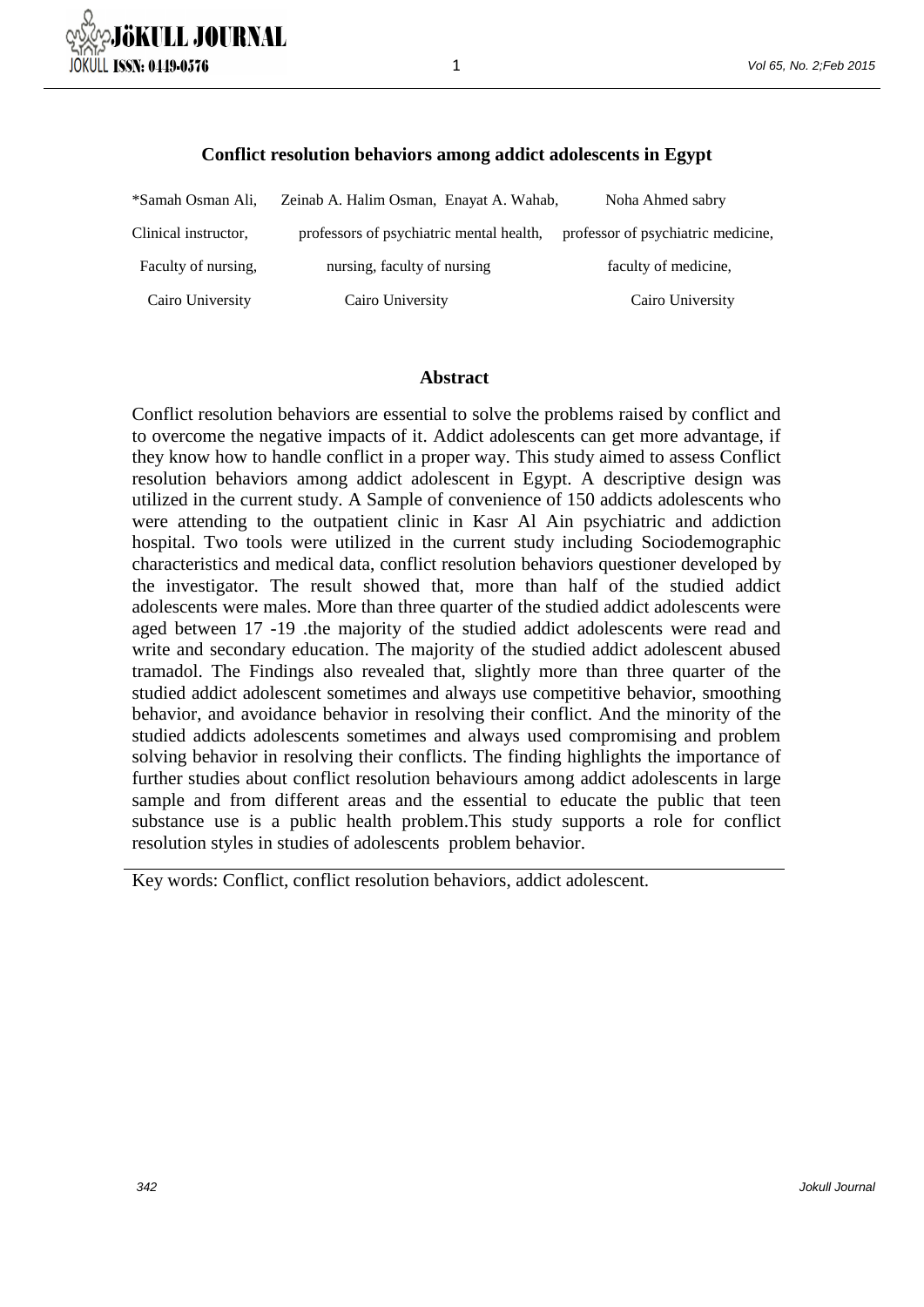# Conflict resolution behaviors among addict adolescents in Egypt

*Samah Osman Ali, Clinical instructor, Faculty of nursing, Cairo University

Zeinab A. Halim Osman, Enayat A. Wahab, professors of psychiatric mental health, nursing, faculty of nursing Cairo University

Noha Ahmed sabry professor of psychiatric medicine, faculty of medicine, Cairo University

## Abstract

Conflict resolution behaviors are essential to solve the problems raised by conflict and to overcome the negative impacts of it. Addict adolescents can get more advantage, if they know how to handle conflict in a proper way. This study aimed to assess Conflict resolution behaviors among addict adolescent in Egypt. A descriptive design was utilized in the current study. A Sample of convenience of 150 addicts adolescents who were attending to the outpatient clinic in Kasr Al Ain psychiatric and addiction hospital. Two tools were utilized in the current study including Sociodemographic characteristics and medical data, conflict resolution behaviors questioner developed by the investigator. The result showed that, more than half of the studied addict adolescents were males. More than three quarter of the studied addict adolescents were aged between 17 -19 .the majority of the studied addict adolescents were read and write and secondary education. The majority of the studied addict adolescent abused tramadol. The Findings also revealed that, slightly more than three quarter of the studied addict adolescent sometimes and always use competitive behavior, smoothing behavior, and avoidance behavior in resolving their conflict. And the minority of the studied addicts adolescents sometimes and always used compromising and problem solving behavior in resolving their conflicts. The finding highlights the importance of further studies about conflict resolution behaviours among addict adolescents in large sample and from different areas and the essential to educate the public that teen substance use is a public health problem.This study supports a role for conflict resolution styles in studies of adolescents problem behavior.

---

Key words: Conflict, conflict resolution behaviors, addict adolescent.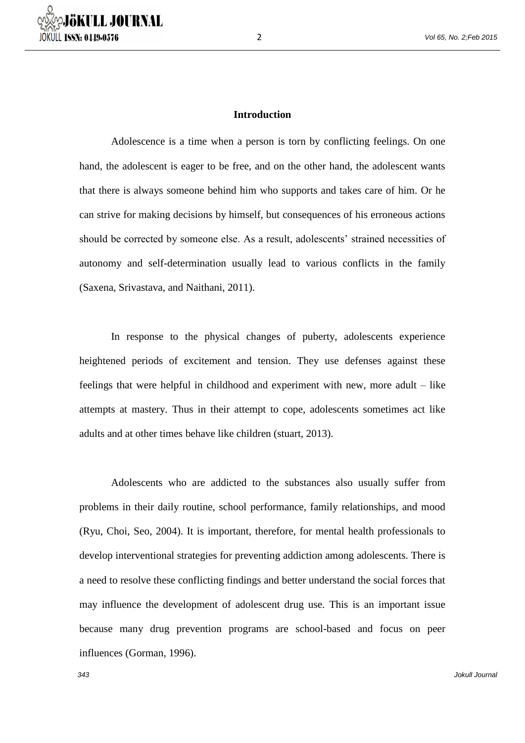## Introduction

Adolescence is a time when a person is torn by conflicting feelings. On one hand, the adolescent is eager to be free, and on the other hand, the adolescent wants that there is always someone behind him who supports and takes care of him. Or he can strive for making decisions by himself, but consequences of his erroneous actions should be corrected by someone else. As a result, adolescents' strained necessities of autonomy and self-determination usually lead to various conflicts in the family (Saxena, Srivastava, and Naithani, 2011).

In response to the physical changes of puberty, adolescents experience heightened periods of excitement and tension. They use defenses against these feelings that were helpful in childhood and experiment with new, more adult – like attempts at mastery. Thus in their attempt to cope, adolescents sometimes act like adults and at other times behave like children (stuart, 2013).

Adolescents who are addicted to the substances also usually suffer from problems in their daily routine, school performance, family relationships, and mood (Ryu, Choi, Seo, 2004). It is important, therefore, for mental health professionals to develop interventional strategies for preventing addiction among adolescents. There is a need to resolve these conflicting findings and better understand the social forces that may influence the development of adolescent drug use. This is an important issue because many drug prevention programs are school-based and focus on peer influences (Gorman, 1996).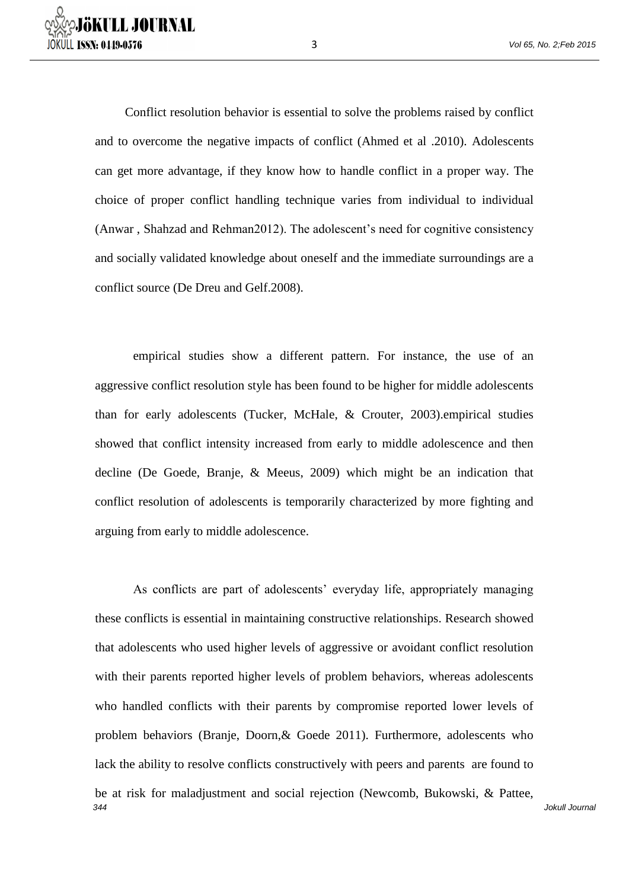Conflict resolution behavior is essential to solve the problems raised by conflict and to overcome the negative impacts of conflict (Ahmed et al .2010). Adolescents can get more advantage, if they know how to handle conflict in a proper way. The choice of proper conflict handling technique varies from individual to individual (Anwar , Shahzad and Rehman2012). The adolescent's need for cognitive consistency and socially validated knowledge about oneself and the immediate surroundings are a conflict source (De Dreu and Gelf.2008).

empirical studies show a different pattern. For instance, the use of an aggressive conflict resolution style has been found to be higher for middle adolescents than for early adolescents (Tucker, McHale, & Crouter, 2003).empirical studies showed that conflict intensity increased from early to middle adolescence and then decline (De Goede, Branje, & Meeus, 2009) which might be an indication that conflict resolution of adolescents is temporarily characterized by more fighting and arguing from early to middle adolescence.

As conflicts are part of adolescents' everyday life, appropriately managing these conflicts is essential in maintaining constructive relationships. Research showed that adolescents who used higher levels of aggressive or avoidant conflict resolution with their parents reported higher levels of problem behaviors, whereas adolescents who handled conflicts with their parents by compromise reported lower levels of problem behaviors (Branje, Doorn,& Goede 2011). Furthermore, adolescents who lack the ability to resolve conflicts constructively with peers and parents are found to be at risk for maladjustment and social rejection (Newcomb, Bukowski, & Pattee,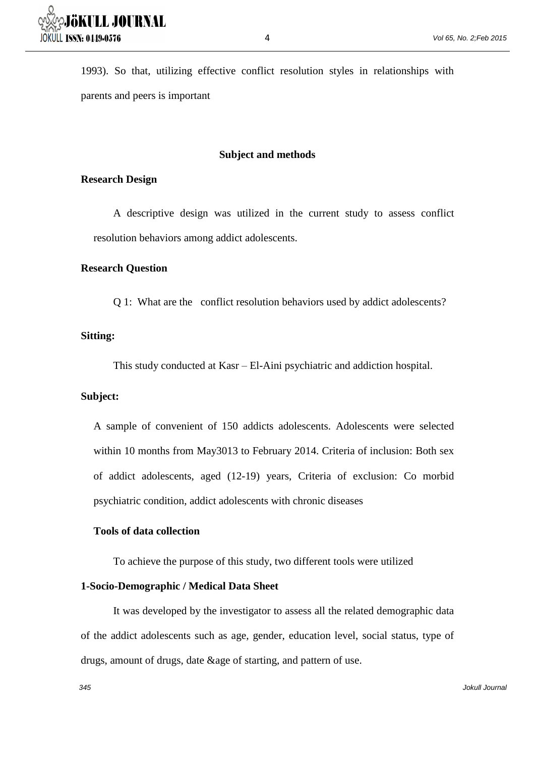1993). So that, utilizing effective conflict resolution styles in relationships with parents and peers is important

## Subject and methods

### Research Design

A descriptive design was utilized in the current study to assess conflict resolution behaviors among addict adolescents.

### Research Question

Q 1: What are the conflict resolution behaviors used by addict adolescents?

### Sitting:

This study conducted at Kasr – El-Aini psychiatric and addiction hospital.

### Subject:

A sample of convenient of 150 addicts adolescents. Adolescents were selected within 10 months from May3013 to February 2014. Criteria of inclusion: Both sex of addict adolescents, aged (12-19) years, Criteria of exclusion: Co morbid psychiatric condition, addict adolescents with chronic diseases

### Tools of data collection

To achieve the purpose of this study, two different tools were utilized

### 1-Socio-Demographic / Medical Data Sheet

It was developed by the investigator to assess all the related demographic data of the addict adolescents such as age, gender, education level, social status, type of drugs, amount of drugs, date &age of starting, and pattern of use.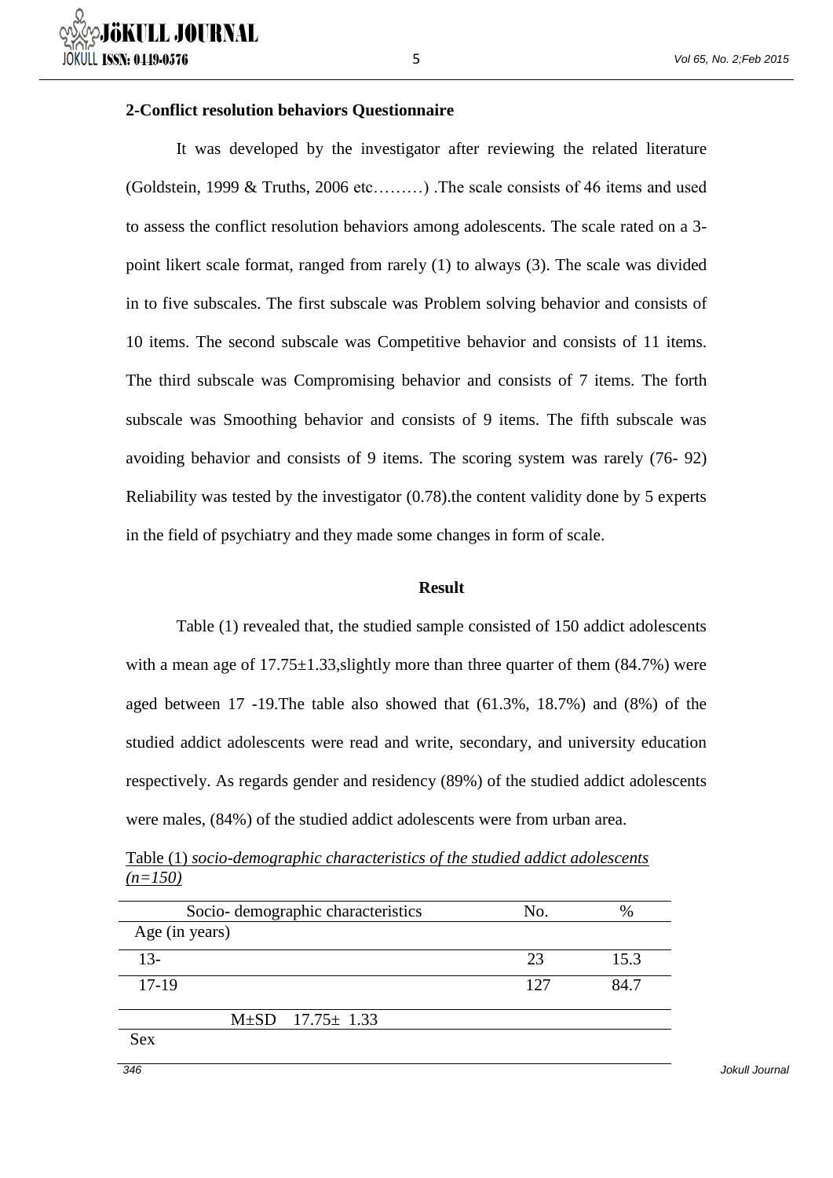**2-Conflict resolution behaviors Questionnaire**

It was developed by the investigator after reviewing the related literature (Goldstein, 1999 & Truths, 2006 etc………) .The scale consists of 46 items and used to assess the conflict resolution behaviors among adolescents. The scale rated on a 3-point likert scale format, ranged from rarely (1) to always (3). The scale was divided in to five subscales. The first subscale was Problem solving behavior and consists of 10 items. The second subscale was Competitive behavior and consists of 11 items. The third subscale was Compromising behavior and consists of 7 items. The forth subscale was Smoothing behavior and consists of 9 items. The fifth subscale was avoiding behavior and consists of 9 items. The scoring system was rarely (76- 92) Reliability was tested by the investigator (0.78).the content validity done by 5 experts in the field of psychiatry and they made some changes in form of scale.

## Result

Table (1) revealed that, the studied sample consisted of 150 addict adolescents with a mean age of 17.75±1.33,slightly more than three quarter of them (84.7%) were aged between 17 -19.The table also showed that (61.3%, 18.7%) and (8%) of the studied addict adolescents were read and write, secondary, and university education respectively. As regards gender and residency (89%) of the studied addict adolescents were males, (84%) of the studied addict adolescents were from urban area.

Table (1) *socio-demographic characteristics of the studied addict adolescents (n=150)*

| Socio- demographic characteristics | No. | % |
|---|---|---|
| Age (in years) | | |
| 13- | 23 | 15.3 |
| 17-19 | 127 | 84.7 |
| M±SD 17.75± 1.33 | | |
| Sex | | |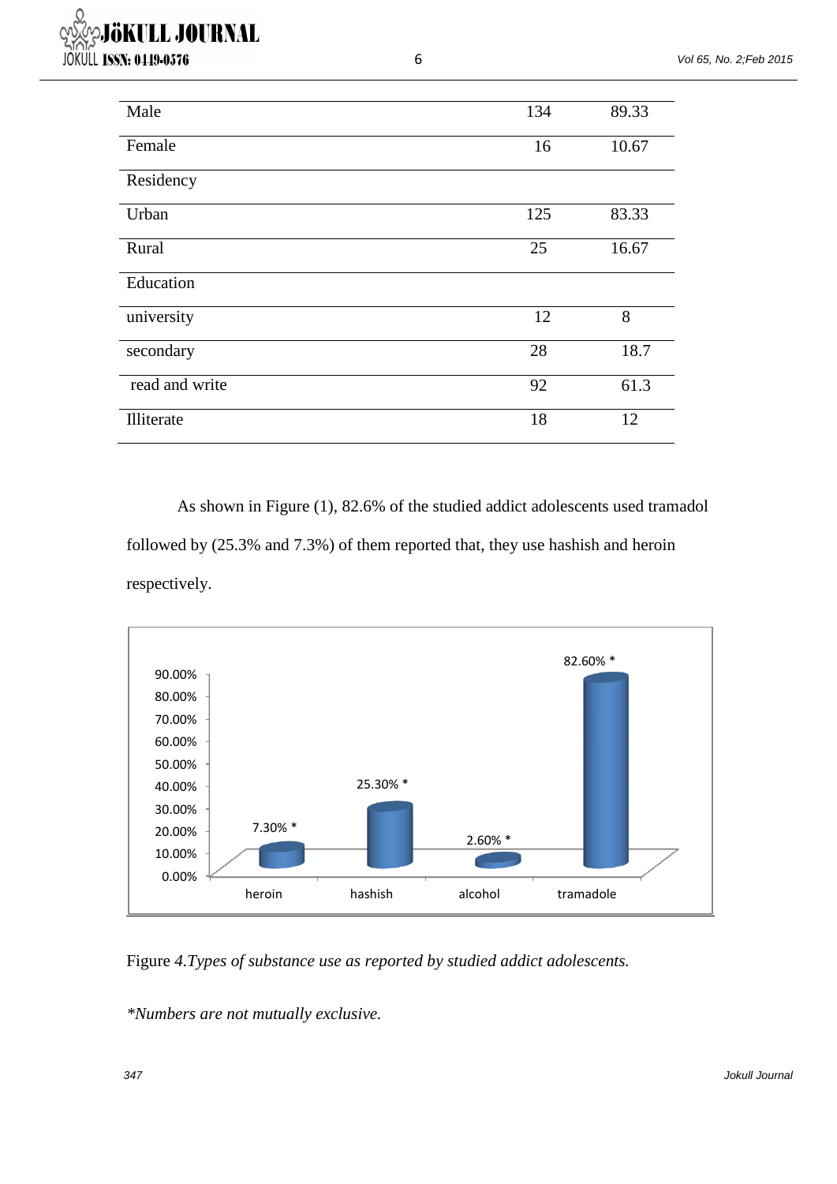| | | |
|---|---|---|
| Male | 134 | 89.33 |
| Female | 16 | 10.67 |
| Residency | | |
| Urban | 125 | 83.33 |
| Rural | 25 | 16.67 |
| Education | | |
| university | 12 | 8 |
| secondary | 28 | 18.7 |
| read and write | 92 | 61.3 |
| Illiterate | 18 | 12 |

As shown in Figure (1), 82.6% of the studied addict adolescents used tramadol followed by (25.3% and 7.3%) of them reported that, they use hashish and heroin respectively.

Figure 4.*Types of substance use as reported by studied addict adolescents.*

*\*Numbers are not mutually exclusive.*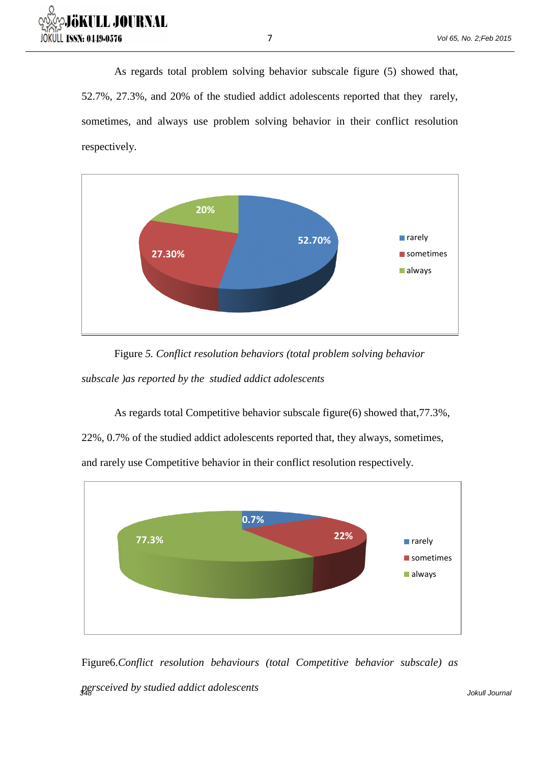As regards total problem solving behavior subscale figure (5) showed that, 52.7%, 27.3%, and 20% of the studied addict adolescents reported that they rarely, sometimes, and always use problem solving behavior in their conflict resolution respectively.

Figure 5. *Conflict resolution behaviors (total problem solving behavior subscale )as reported by the studied addict adolescents*

As regards total Competitive behavior subscale figure(6) showed that,77.3%, 22%, 0.7% of the studied addict adolescents reported that, they always, sometimes, and rarely use Competitive behavior in their conflict resolution respectively.

Figure6.*Conflict resolution behaviours (total Competitive behavior subscale) as persceived by studied addict adolescents*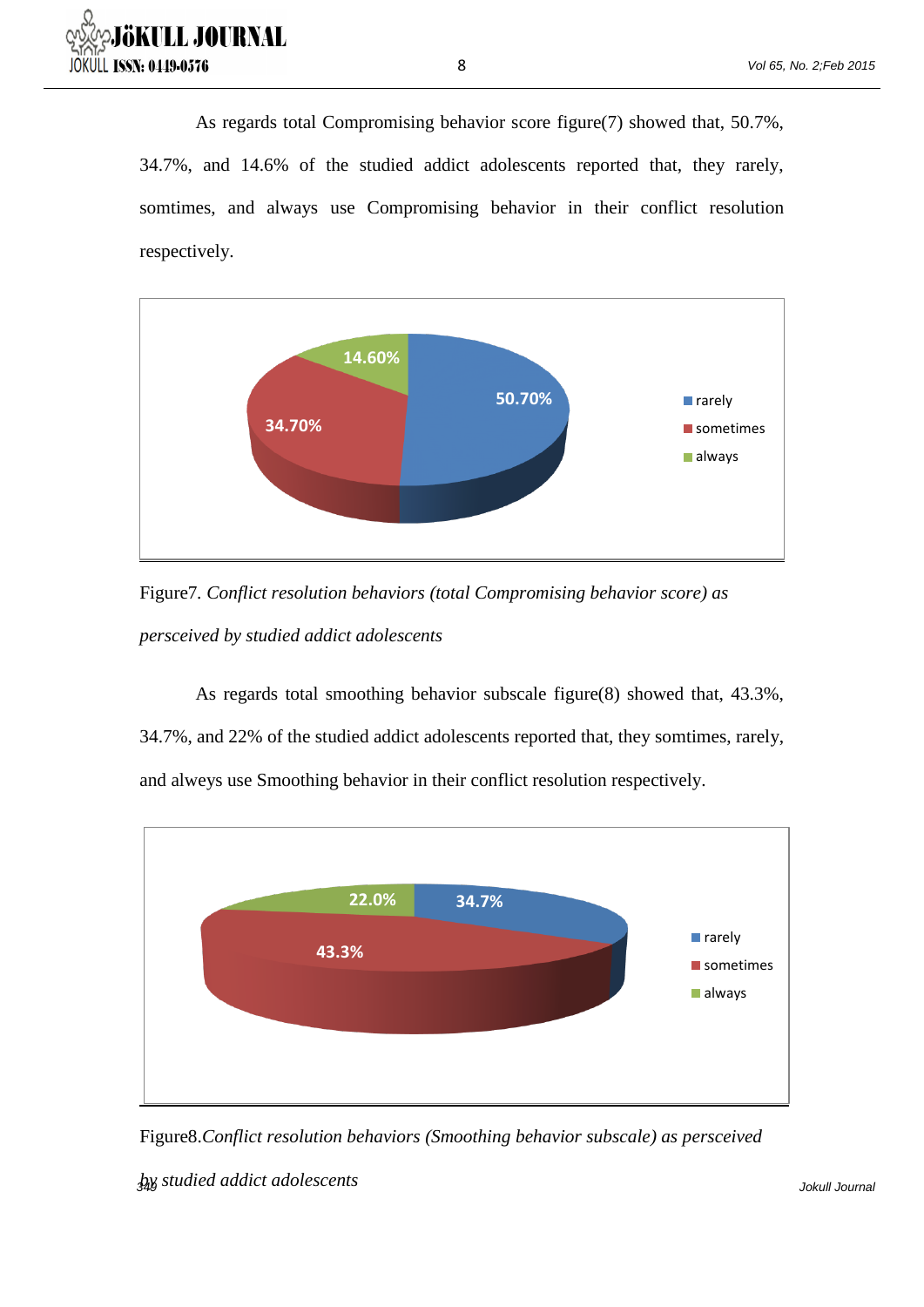As regards total Compromising behavior score figure(7) showed that, 50.7%, 34.7%, and 14.6% of the studied addict adolescents reported that, they rarely, somtimes, and always use Compromising behavior in their conflict resolution respectively.

Figure7. *Conflict resolution behaviors (total Compromising behavior score) as persceived by studied addict adolescents*

As regards total smoothing behavior subscale figure(8) showed that, 43.3%, 34.7%, and 22% of the studied addict adolescents reported that, they somtimes, rarely, and alweys use Smoothing behavior in their conflict resolution respectively.

Figure8.*Conflict resolution behaviors (Smoothing behavior subscale) as persceived by studied addict adolescents*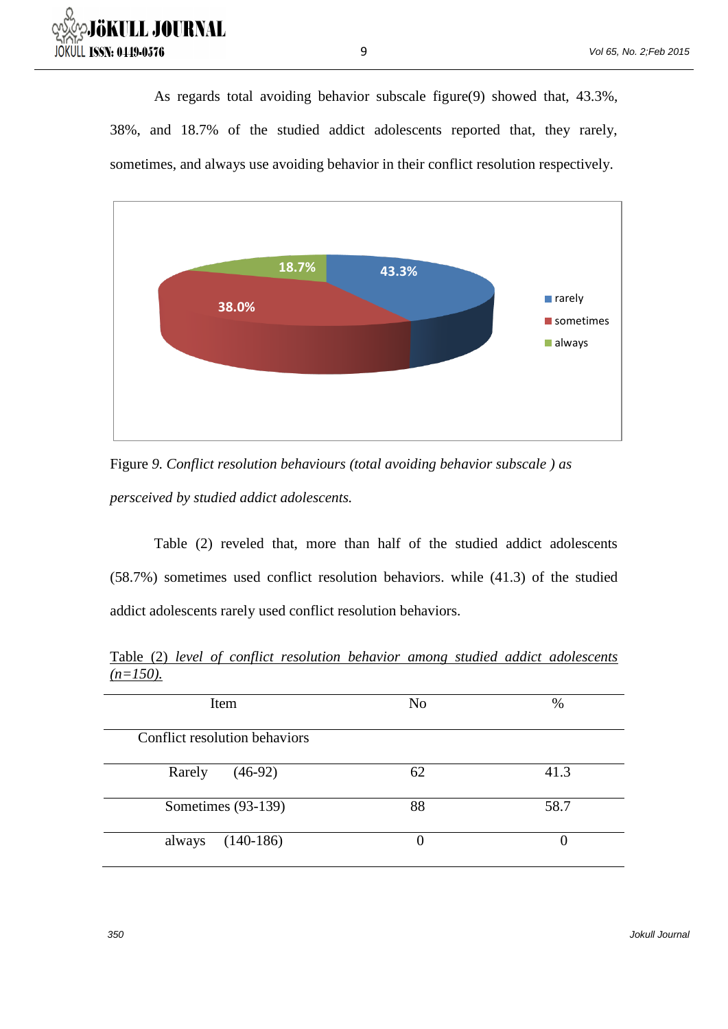As regards total avoiding behavior subscale figure(9) showed that, 43.3%, 38%, and 18.7% of the studied addict adolescents reported that, they rarely, sometimes, and always use avoiding behavior in their conflict resolution respectively.

Figure 9. *Conflict resolution behaviours (total avoiding behavior subscale ) as persceived by studied addict adolescents.*

Table (2) reveled that, more than half of the studied addict adolescents (58.7%) sometimes used conflict resolution behaviors. while (41.3) of the studied addict adolescents rarely used conflict resolution behaviors.

Table (2) *level of conflict resolution behavior among studied addict adolescents (n=150).*

| Item | No | % |
|---|---|---|
| Conflict resolution behaviors | | |
| Rarely (46-92) | 62 | 41.3 |
| Sometimes (93-139) | 88 | 58.7 |
| always (140-186) | 0 | 0 |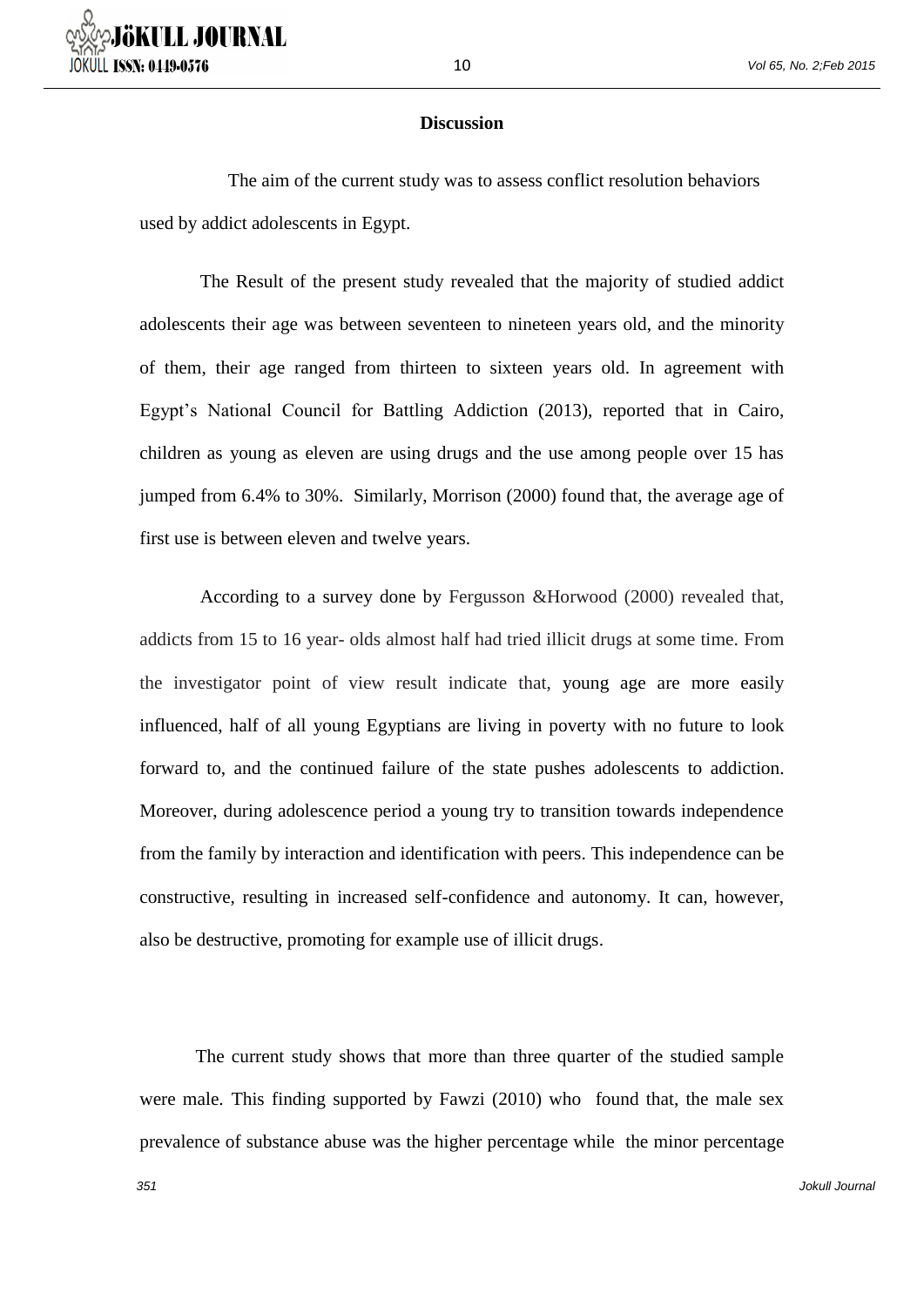## Discussion

The aim of the current study was to assess conflict resolution behaviors used by addict adolescents in Egypt.

The Result of the present study revealed that the majority of studied addict adolescents their age was between seventeen to nineteen years old, and the minority of them, their age ranged from thirteen to sixteen years old. In agreement with Egypt's National Council for Battling Addiction (2013), reported that in Cairo, children as young as eleven are using drugs and the use among people over 15 has jumped from 6.4% to 30%. Similarly, Morrison (2000) found that, the average age of first use is between eleven and twelve years.

According to a survey done by Fergusson &Horwood (2000) revealed that, addicts from 15 to 16 year- olds almost half had tried illicit drugs at some time. From the investigator point of view result indicate that, young age are more easily influenced, half of all young Egyptians are living in poverty with no future to look forward to, and the continued failure of the state pushes adolescents to addiction. Moreover, during adolescence period a young try to transition towards independence from the family by interaction and identification with peers. This independence can be constructive, resulting in increased self-confidence and autonomy. It can, however, also be destructive, promoting for example use of illicit drugs.

The current study shows that more than three quarter of the studied sample were male. This finding supported by Fawzi (2010) who found that, the male sex prevalence of substance abuse was the higher percentage while the minor percentage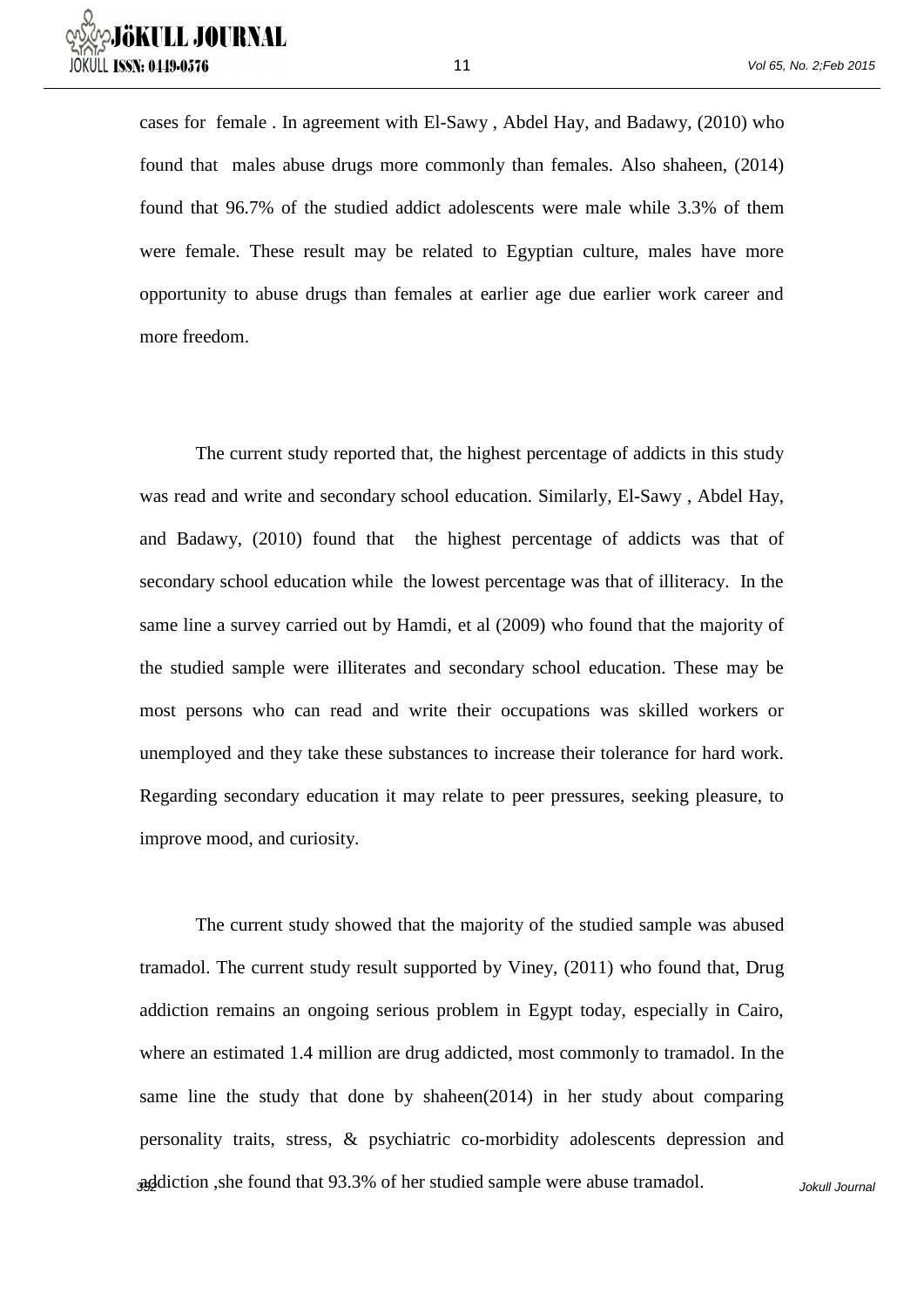cases for female . In agreement with El-Sawy , Abdel Hay, and Badawy, (2010) who found that males abuse drugs more commonly than females. Also shaheen, (2014) found that 96.7% of the studied addict adolescents were male while 3.3% of them were female. These result may be related to Egyptian culture, males have more opportunity to abuse drugs than females at earlier age due earlier work career and more freedom.

The current study reported that, the highest percentage of addicts in this study was read and write and secondary school education. Similarly, El-Sawy , Abdel Hay, and Badawy, (2010) found that the highest percentage of addicts was that of secondary school education while the lowest percentage was that of illiteracy. In the same line a survey carried out by Hamdi, et al (2009) who found that the majority of the studied sample were illiterates and secondary school education. These may be most persons who can read and write their occupations was skilled workers or unemployed and they take these substances to increase their tolerance for hard work. Regarding secondary education it may relate to peer pressures, seeking pleasure, to improve mood, and curiosity.

The current study showed that the majority of the studied sample was abused tramadol. The current study result supported by Viney, (2011) who found that, Drug addiction remains an ongoing serious problem in Egypt today, especially in Cairo, where an estimated 1.4 million are drug addicted, most commonly to tramadol. In the same line the study that done by shaheen(2014) in her study about comparing personality traits, stress, & psychiatric co-morbidity adolescents depression and addiction ,she found that 93.3% of her studied sample were abuse tramadol.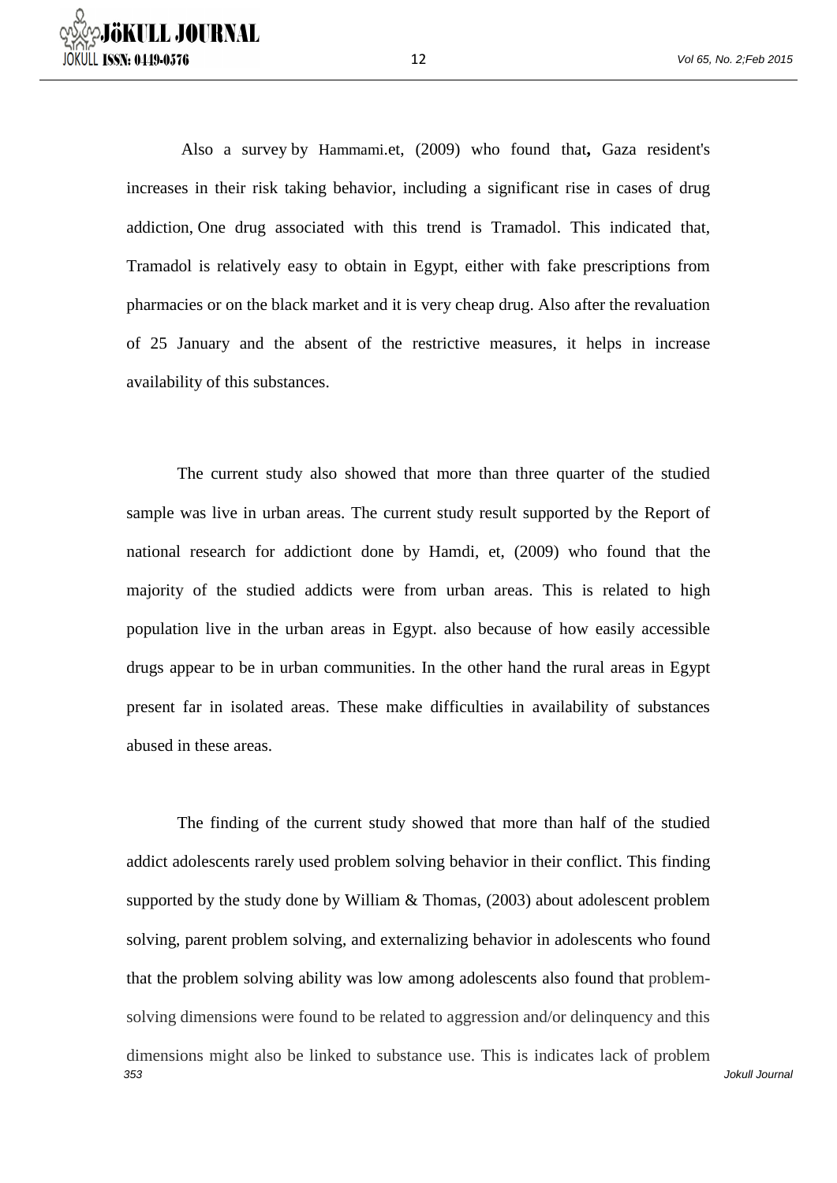Also a survey by Hammami.et, (2009) who found that**,** Gaza resident's increases in their risk taking behavior, including a significant rise in cases of drug addiction, One drug associated with this trend is Tramadol. This indicated that, Tramadol is relatively easy to obtain in Egypt, either with fake prescriptions from pharmacies or on the black market and it is very cheap drug. Also after the revaluation of 25 January and the absent of the restrictive measures, it helps in increase availability of this substances.

The current study also showed that more than three quarter of the studied sample was live in urban areas. The current study result supported by the Report of national research for addictiont done by Hamdi, et, (2009) who found that the majority of the studied addicts were from urban areas. This is related to high population live in the urban areas in Egypt. also because of how easily accessible drugs appear to be in urban communities. In the other hand the rural areas in Egypt present far in isolated areas. These make difficulties in availability of substances abused in these areas.

The finding of the current study showed that more than half of the studied addict adolescents rarely used problem solving behavior in their conflict. This finding supported by the study done by William & Thomas, (2003) about adolescent problem solving, parent problem solving, and externalizing behavior in adolescents who found that the problem solving ability was low among adolescents also found that problem-solving dimensions were found to be related to aggression and/or delinquency and this dimensions might also be linked to substance use. This is indicates lack of problem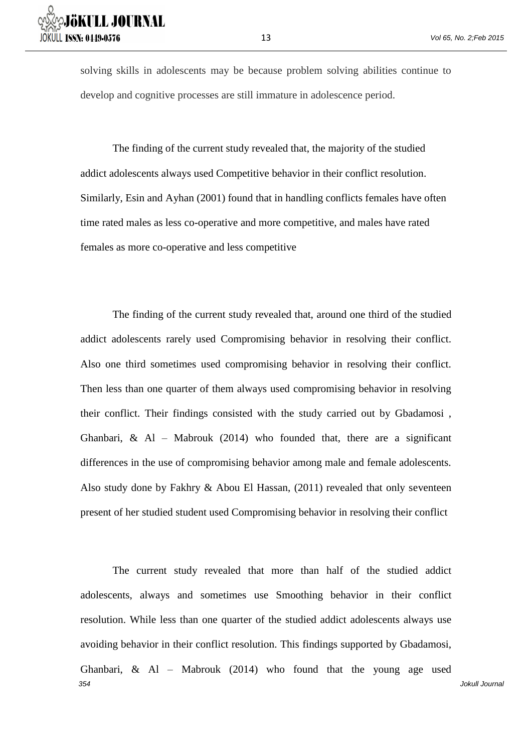solving skills in adolescents may be because problem solving abilities continue to develop and cognitive processes are still immature in adolescence period.

The finding of the current study revealed that, the majority of the studied addict adolescents always used Competitive behavior in their conflict resolution. Similarly, Esin and Ayhan (2001) found that in handling conflicts females have often time rated males as less co-operative and more competitive, and males have rated females as more co-operative and less competitive

The finding of the current study revealed that, around one third of the studied addict adolescents rarely used Compromising behavior in resolving their conflict. Also one third sometimes used compromising behavior in resolving their conflict. Then less than one quarter of them always used compromising behavior in resolving their conflict. Their findings consisted with the study carried out by Gbadamosi , Ghanbari, & Al – Mabrouk (2014) who founded that, there are a significant differences in the use of compromising behavior among male and female adolescents. Also study done by Fakhry & Abou El Hassan, (2011) revealed that only seventeen present of her studied student used Compromising behavior in resolving their conflict

The current study revealed that more than half of the studied addict adolescents, always and sometimes use Smoothing behavior in their conflict resolution. While less than one quarter of the studied addict adolescents always use avoiding behavior in their conflict resolution. This findings supported by Gbadamosi, Ghanbari, & Al – Mabrouk (2014) who found that the young age used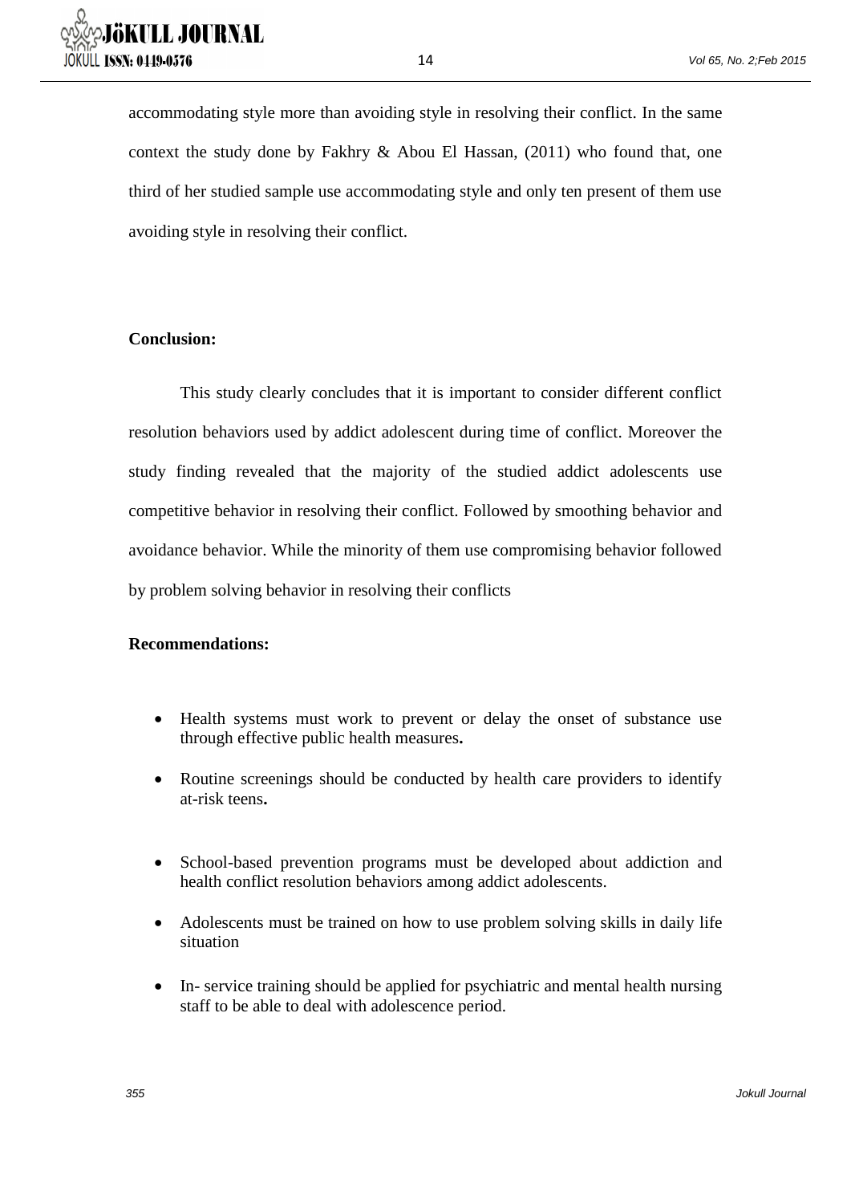accommodating style more than avoiding style in resolving their conflict. In the same context the study done by Fakhry & Abou El Hassan, (2011) who found that, one third of her studied sample use accommodating style and only ten present of them use avoiding style in resolving their conflict.

**Conclusion:**

This study clearly concludes that it is important to consider different conflict resolution behaviors used by addict adolescent during time of conflict. Moreover the study finding revealed that the majority of the studied addict adolescents use competitive behavior in resolving their conflict. Followed by smoothing behavior and avoidance behavior. While the minority of them use compromising behavior followed by problem solving behavior in resolving their conflicts

**Recommendations:**

- Health systems must work to prevent or delay the onset of substance use through effective public health measures**.**
- Routine screenings should be conducted by health care providers to identify at-risk teens**.**
- School-based prevention programs must be developed about addiction and health conflict resolution behaviors among addict adolescents.
- Adolescents must be trained on how to use problem solving skills in daily life situation
- In- service training should be applied for psychiatric and mental health nursing staff to be able to deal with adolescence period.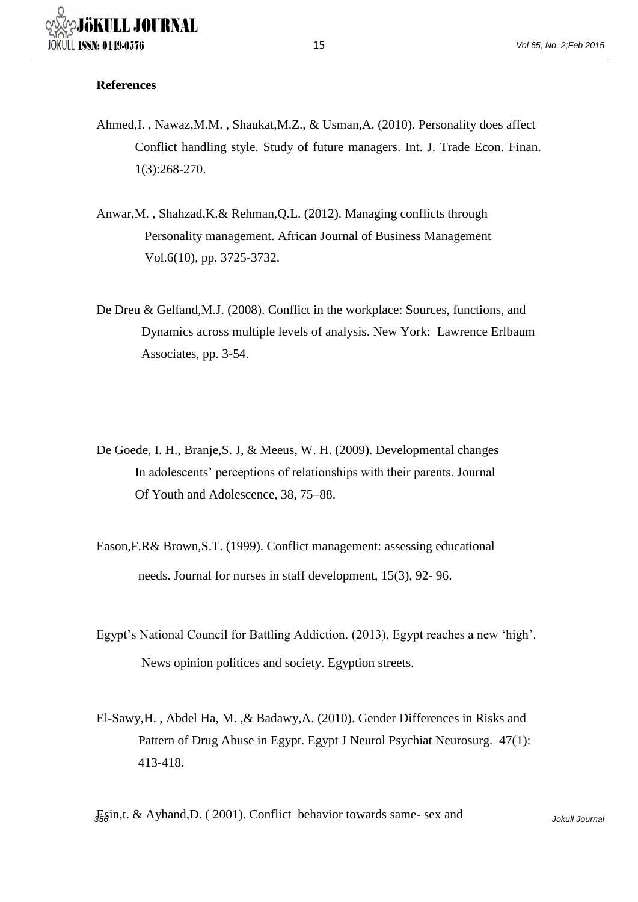**References**

Ahmed,I. , Nawaz,M.M. , Shaukat,M.Z., & Usman,A. (2010). Personality does affect Conflict handling style. Study of future managers. Int. J. Trade Econ. Finan. 1(3):268-270.

Anwar,M. , Shahzad,K.& Rehman,Q.L. (2012). Managing conflicts through Personality management. African Journal of Business Management Vol.6(10), pp. 3725-3732.

De Dreu & Gelfand,M.J. (2008). Conflict in the workplace: Sources, functions, and Dynamics across multiple levels of analysis. New York: Lawrence Erlbaum Associates, pp. 3-54.

De Goede, I. H., Branje,S. J, & Meeus, W. H. (2009). Developmental changes In adolescents' perceptions of relationships with their parents. Journal Of Youth and Adolescence, 38, 75–88.

Eason,F.R& Brown,S.T. (1999). Conflict management: assessing educational needs. Journal for nurses in staff development, 15(3), 92- 96.

Egypt's National Council for Battling Addiction. (2013), Egypt reaches a new 'high'. News opinion politices and society. Egyption streets.

El-Sawy,H. , Abdel Ha, M. ,& Badawy,A. (2010). Gender Differences in Risks and Pattern of Drug Abuse in Egypt. Egypt J Neurol Psychiat Neurosurg. 47(1): 413-418.

Esin,t. & Ayhand,D. ( 2001). Conflict behavior towards same- sex and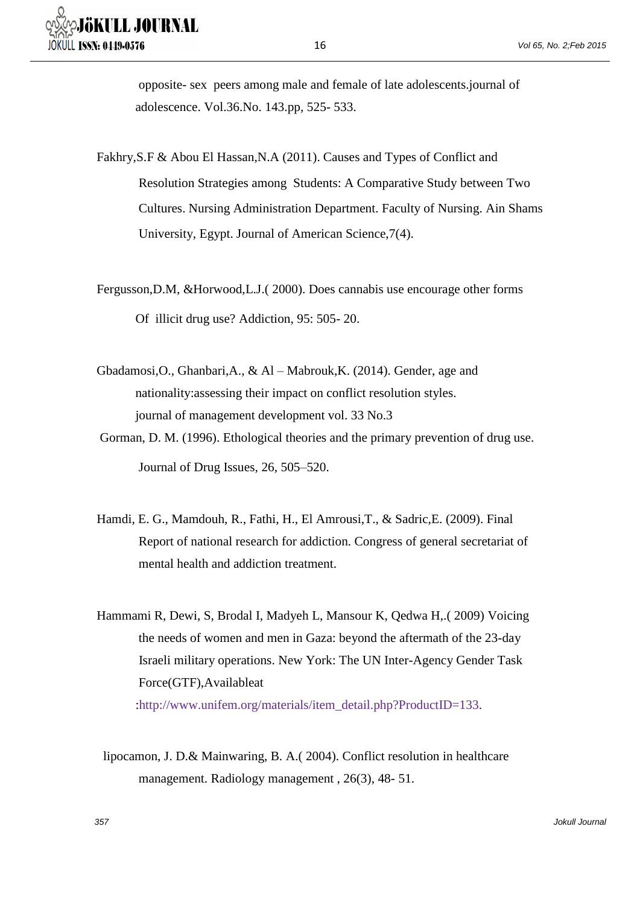opposite- sex peers among male and female of late adolescents.journal of adolescence. Vol.36.No. 143.pp, 525- 533.

Fakhry,S.F & Abou El Hassan,N.A (2011). Causes and Types of Conflict and Resolution Strategies among Students: A Comparative Study between Two Cultures. Nursing Administration Department. Faculty of Nursing. Ain Shams University, Egypt. Journal of American Science,7(4).

Fergusson,D.M, &Horwood,L.J.( 2000). Does cannabis use encourage other forms Of illicit drug use? Addiction, 95: 505- 20.

Gbadamosi,O., Ghanbari,A., & Al – Mabrouk,K. (2014). Gender, age and nationality:assessing their impact on conflict resolution styles. journal of management development vol. 33 No.3

Gorman, D. M. (1996). Ethological theories and the primary prevention of drug use. Journal of Drug Issues, 26, 505–520.

Hamdi, E. G., Mamdouh, R., Fathi, H., El Amrousi,T., & Sadric,E. (2009). Final Report of national research for addiction. Congress of general secretariat of mental health and addiction treatment.

Hammami R, Dewi, S, Brodal I, Madyeh L, Mansour K, Qedwa H,.( 2009) Voicing the needs of women and men in Gaza: beyond the aftermath of the 23-day Israeli military operations. New York: The UN Inter-Agency Gender Task Force(GTF),Availableat :http://www.unifem.org/materials/item_detail.php?ProductID=133.

lipocamon, J. D.& Mainwaring, B. A.( 2004). Conflict resolution in healthcare management. Radiology management , 26(3), 48- 51.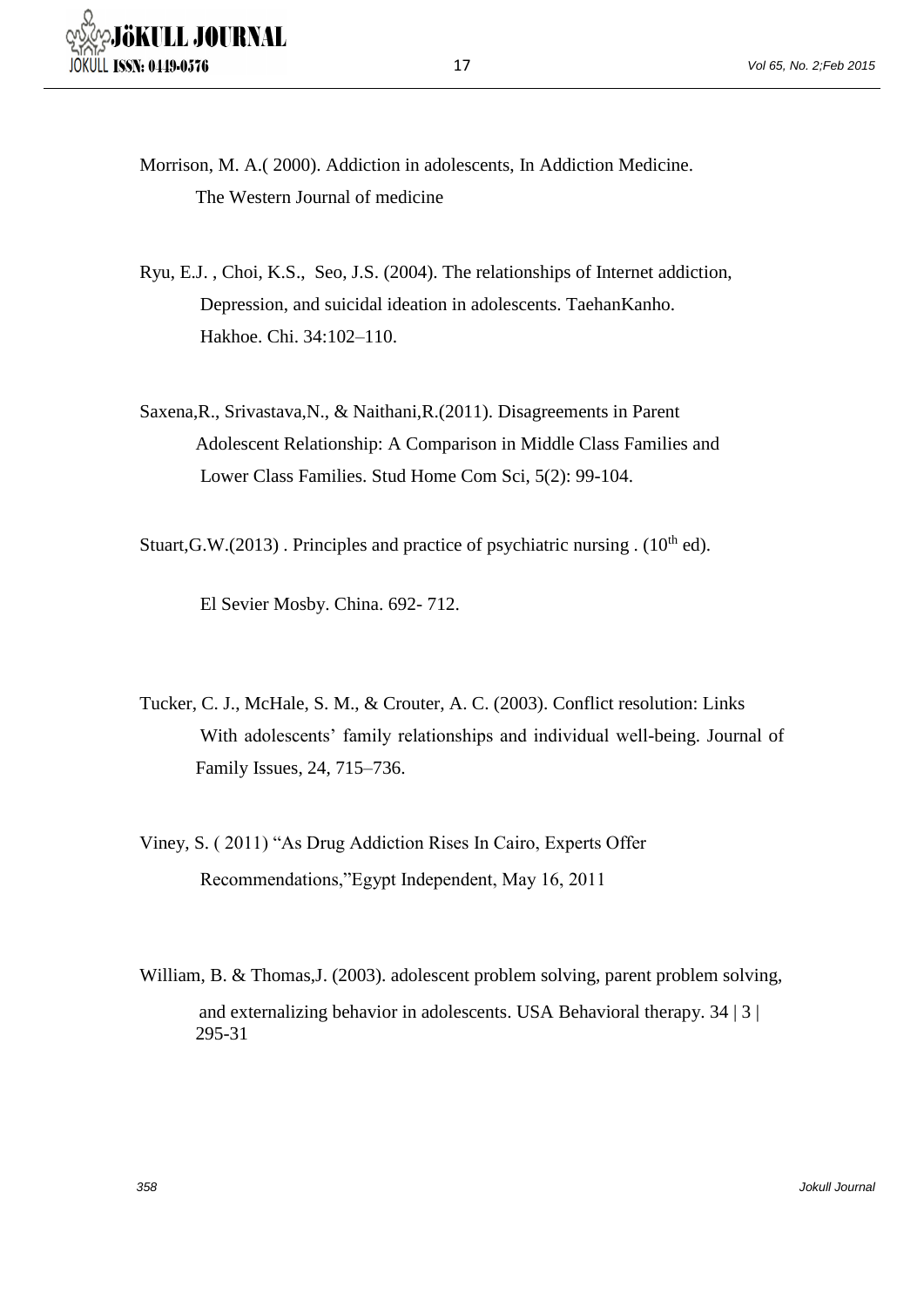Morrison, M. A.( 2000). Addiction in adolescents, In Addiction Medicine. The Western Journal of medicine

Ryu, E.J. , Choi, K.S., Seo, J.S. (2004). The relationships of Internet addiction, Depression, and suicidal ideation in adolescents. TaehanKanho. Hakhoe. Chi. 34:102–110.

Saxena,R., Srivastava,N., & Naithani,R.(2011). Disagreements in Parent Adolescent Relationship: A Comparison in Middle Class Families and Lower Class Families. Stud Home Com Sci, 5(2): 99-104.

Stuart,G.W.(2013) . Principles and practice of psychiatric nursing . (10th ed).

El Sevier Mosby. China. 692- 712.

Tucker, C. J., McHale, S. M., & Crouter, A. C. (2003). Conflict resolution: Links With adolescents' family relationships and individual well-being. Journal of Family Issues, 24, 715–736.

Viney, S. ( 2011) "As Drug Addiction Rises In Cairo, Experts Offer Recommendations,"Egypt Independent, May 16, 2011

William, B. & Thomas,J. (2003). adolescent problem solving, parent problem solving, and externalizing behavior in adolescents. USA Behavioral therapy. 34 | 3 | 295-31